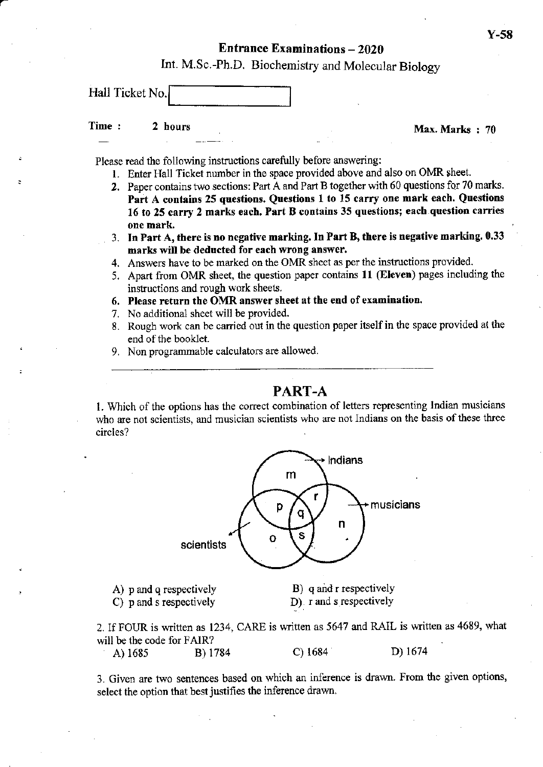## Entrance Examinations – 2020

### Int. M.Sc.-Ph.D. Biochemistry and Molecular Biology

Hall Ticket No. [ ]

**Time : 2 hours** **Max. Marks : 70**

Please read the following instructions carefully before answering:

1. Enter Hall Ticket number in the space provided above and also on OMR sheet.
2. Paper contains two sections: Part A and Part B together with 60 questions for 70 marks. **Part A contains 25 questions. Questions 1 to 15 carry one mark each. Questions 16 to 25 carry 2 marks each. Part B contains 35 questions; each question carries one mark.**
3. **In Part A, there is no negative marking. In Part B, there is negative marking. 0.33 marks will be deducted for each wrong answer.**
4. Answers have to be marked on the OMR sheet as per the instructions provided.
5. Apart from OMR sheet, the question paper contains **11 (Eleven)** pages including the instructions and rough work sheets.
6. **Please return the OMR answer sheet at the end of examination.**
7. No additional sheet will be provided.
8. Rough work can be carried out in the question paper itself in the space provided at the end of the booklet.
9. Non programmable calculators are allowed.

---

## PART-A

1. Which of the options has the correct combination of letters representing Indian musicians who are not scientists, and musician scientists who are not Indians on the basis of these three circles?

(Venn diagram: three circles labelled Indians, musicians, scientists; regions labelled m, p, q, r, n, o, s)

A) p and q respectively
B) q and r respectively
C) p and s respectively
D) r and s respectively

2. If FOUR is written as 1234, CARE is written as 5647 and RAIL is written as 4689, what will be the code for FAIR?

A) 1685
B) 1784
C) 1684
D) 1674

3. Given are two sentences based on which an inference is drawn. From the given options, select the option that best justifies the inference drawn.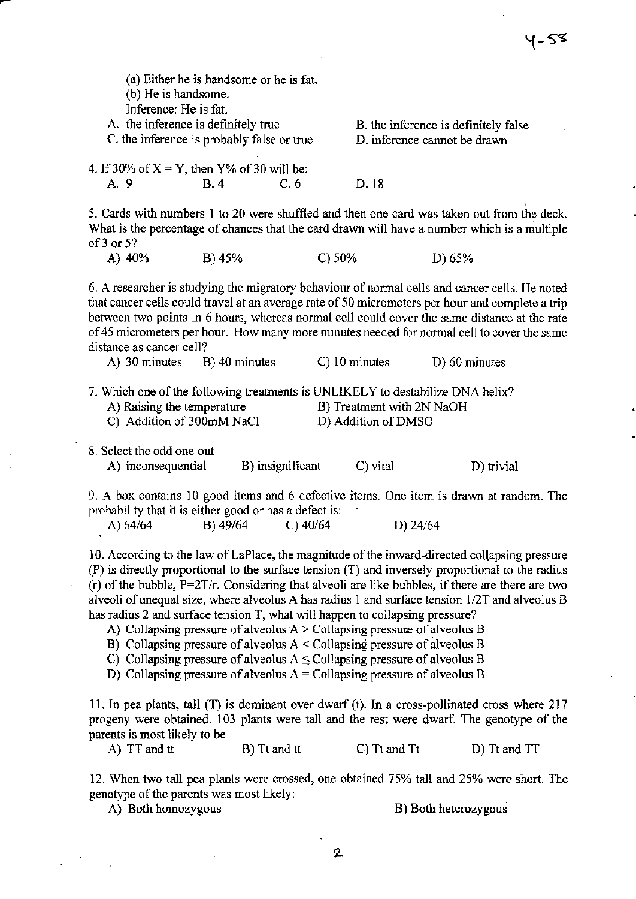(a) Either he is handsome or he is fat.
(b) He is handsome.
Inference: He is fat.

A. the inference is definitely true
B. the inference is definitely false
C. the inference is probably false or true
D. inference cannot be drawn

4. If 30% of X = Y, then Y% of 30 will be:

A. 9
B. 4
C. 6
D. 18

5. Cards with numbers 1 to 20 were shuffled and then one card was taken out from the deck. What is the percentage of chances that the card drawn will have a number which is a multiple of 3 or 5?

A) 40%
B) 45%
C) 50%
D) 65%

6. A researcher is studying the migratory behaviour of normal cells and cancer cells. He noted that cancer cells could travel at an average rate of 50 micrometers per hour and complete a trip between two points in 6 hours, whereas normal cell could cover the same distance at the rate of 45 micrometers per hour. How many more minutes needed for normal cell to cover the same distance as cancer cell?

A) 30 minutes
B) 40 minutes
C) 10 minutes
D) 60 minutes

7. Which one of the following treatments is UNLIKELY to destabilize DNA helix?

A) Raising the temperature
B) Treatment with 2N NaOH
C) Addition of 300mM NaCl
D) Addition of DMSO

8. Select the odd one out

A) inconsequential
B) insignificant
C) vital
D) trivial

9. A box contains 10 good items and 6 defective items. One item is drawn at random. The probability that it is either good or has a defect is:

A) 64/64
B) 49/64
C) 40/64
D) 24/64

10. According to the law of LaPlace, the magnitude of the inward-directed collapsing pressure (P) is directly proportional to the surface tension (T) and inversely proportional to the radius (r) of the bubble, $P=2T/r$. Considering that alveoli are like bubbles, if there are there are two alveoli of unequal size, where alveolus A has radius 1 and surface tension 1/2T and alveolus B has radius 2 and surface tension T, what will happen to collapsing pressure?

A) Collapsing pressure of alveolus A > Collapsing pressure of alveolus B
B) Collapsing pressure of alveolus A < Collapsing pressure of alveolus B
C) Collapsing pressure of alveolus A ≤ Collapsing pressure of alveolus B
D) Collapsing pressure of alveolus A = Collapsing pressure of alveolus B

11. In pea plants, tall (T) is dominant over dwarf (t). In a cross-pollinated cross where 217 progeny were obtained, 103 plants were tall and the rest were dwarf. The genotype of the parents is most likely to be

A) TT and tt
B) Tt and tt
C) Tt and Tt
D) Tt and TT

12. When two tall pea plants were crossed, one obtained 75% tall and 25% were short. The genotype of the parents was most likely:

A) Both homozygous
B) Both heterozygous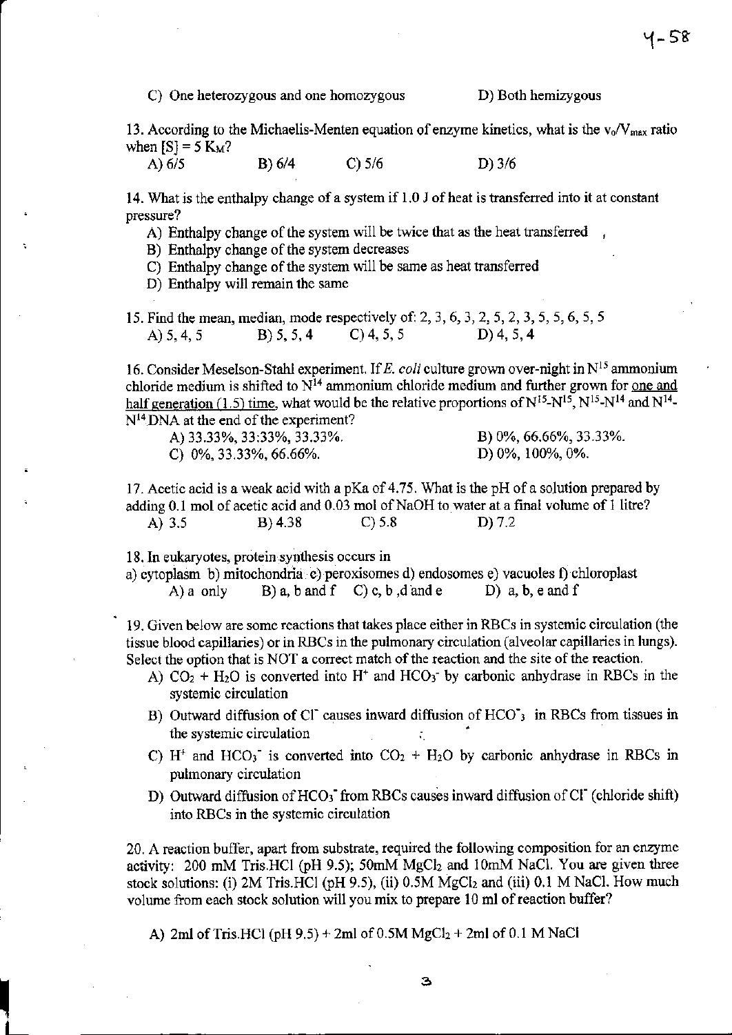C) One heterozygous and one homozygous    D) Both hemizygous

13. According to the Michaelis-Menten equation of enzyme kinetics, what is the $v_0/V_{max}$ ratio when $[S] = 5\ K_M$?

A) 6/5    B) 6/4    C) 5/6    D) 3/6

14. What is the enthalpy change of a system if 1.0 J of heat is transferred into it at constant pressure?

A) Enthalpy change of the system will be twice that as the heat transferred
B) Enthalpy change of the system decreases
C) Enthalpy change of the system will be same as heat transferred
D) Enthalpy will remain the same

15. Find the mean, median, mode respectively of: 2, 3, 6, 3, 2, 5, 2, 3, 5, 5, 6, 5, 5

A) 5, 4, 5    B) 5, 5, 4    C) 4, 5, 5    D) 4, 5, 4

16. Consider Meselson-Stahl experiment. If *E. coli* culture grown over-night in $N^{15}$ ammonium chloride medium is shifted to $N^{14}$ ammonium chloride medium and further grown for <u>one and half generation (1.5) time</u>, what would be the relative proportions of $N^{15}$-$N^{15}$, $N^{15}$-$N^{14}$ and $N^{14}$-$N^{14}$ DNA at the end of the experiment?

A) 33.33%, 33.33%, 33.33%.    B) 0%, 66.66%, 33.33%.
C) 0%, 33.33%, 66.66%.    D) 0%, 100%, 0%.

17. Acetic acid is a weak acid with a pKa of 4.75. What is the pH of a solution prepared by adding 0.1 mol of acetic acid and 0.03 mol of NaOH to water at a final volume of 1 litre?

A) 3.5    B) 4.38    C) 5.8    D) 7.2

18. In eukaryotes, protein synthesis occurs in

a) cytoplasm b) mitochondria c) peroxisomes d) endosomes e) vacuoles f) chloroplast

A) a only    B) a, b and f    C) c, b ,d and e    D) a, b, e and f

19. Given below are some reactions that takes place either in RBCs in systemic circulation (the tissue blood capillaries) or in RBCs in the pulmonary circulation (alveolar capillaries in lungs). Select the option that is NOT a correct match of the reaction and the site of the reaction.

A) $CO_2 + H_2O$ is converted into $H^+$ and $HCO_3^-$ by carbonic anhydrase in RBCs in the systemic circulation
B) Outward diffusion of $Cl^-$ causes inward diffusion of $HCO_3^-$ in RBCs from tissues in the systemic circulation
C) $H^+$ and $HCO_3^-$ is converted into $CO_2 + H_2O$ by carbonic anhydrase in RBCs in pulmonary circulation
D) Outward diffusion of $HCO_3^-$ from RBCs causes inward diffusion of $Cl^-$ (chloride shift) into RBCs in the systemic circulation

20. A reaction buffer, apart from substrate, required the following composition for an enzyme activity: 200 mM Tris.HCl (pH 9.5); 50mM $MgCl_2$ and 10mM NaCl. You are given three stock solutions: (i) 2M Tris.HCl (pH 9.5), (ii) 0.5M $MgCl_2$ and (iii) 0.1 M NaCl. How much volume from each stock solution will you mix to prepare 10 ml of reaction buffer?

A) 2ml of Tris.HCl (pH 9.5) + 2ml of 0.5M $MgCl_2$ + 2ml of 0.1 M NaCl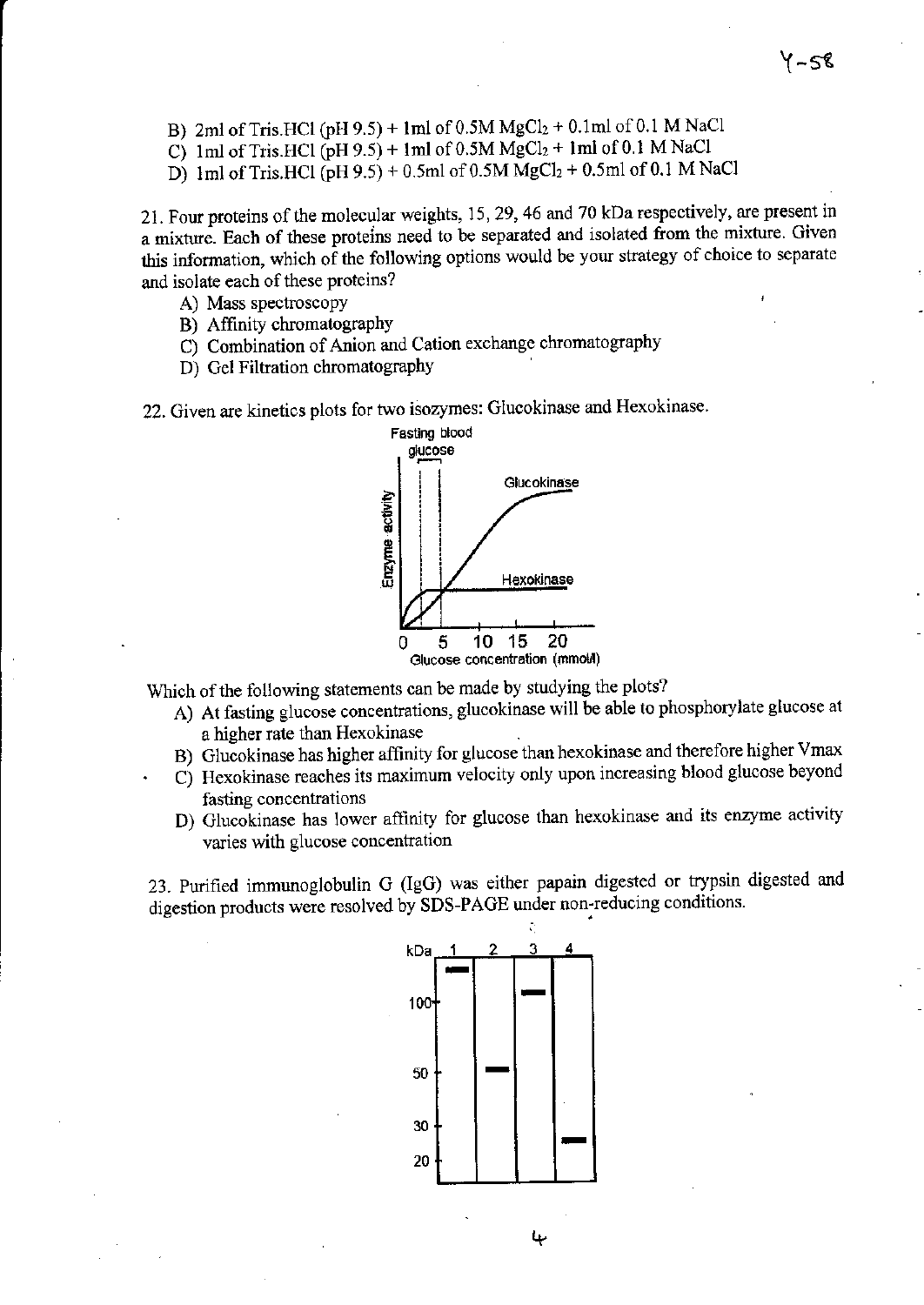B) 2ml of Tris.HCl (pH 9.5) + 1ml of 0.5M $MgCl_2$ + 0.1ml of 0.1 M NaCl
C) 1ml of Tris.HCl (pH 9.5) + 1ml of 0.5M $MgCl_2$ + 1ml of 0.1 M NaCl
D) 1ml of Tris.HCl (pH 9.5) + 0.5ml of 0.5M $MgCl_2$ + 0.5ml of 0.1 M NaCl

21. Four proteins of the molecular weights, 15, 29, 46 and 70 kDa respectively, are present in a mixture. Each of these proteins need to be separated and isolated from the mixture. Given this information, which of the following options would be your strategy of choice to separate and isolate each of these proteins?

A) Mass spectroscopy
B) Affinity chromatography
C) Combination of Anion and Cation exchange chromatography
D) Gel Filtration chromatography

22. Given are kinetics plots for two isozymes: Glucokinase and Hexokinase.

Which of the following statements can be made by studying the plots?

A) At fasting glucose concentrations, glucokinase will be able to phosphorylate glucose at a higher rate than Hexokinase
B) Glucokinase has higher affinity for glucose than hexokinase and therefore higher Vmax
C) Hexokinase reaches its maximum velocity only upon increasing blood glucose beyond fasting concentrations
D) Glucokinase has lower affinity for glucose than hexokinase and its enzyme activity varies with glucose concentration

23. Purified immunoglobulin G (IgG) was either papain digested or trypsin digested and digestion products were resolved by SDS-PAGE under non-reducing conditions.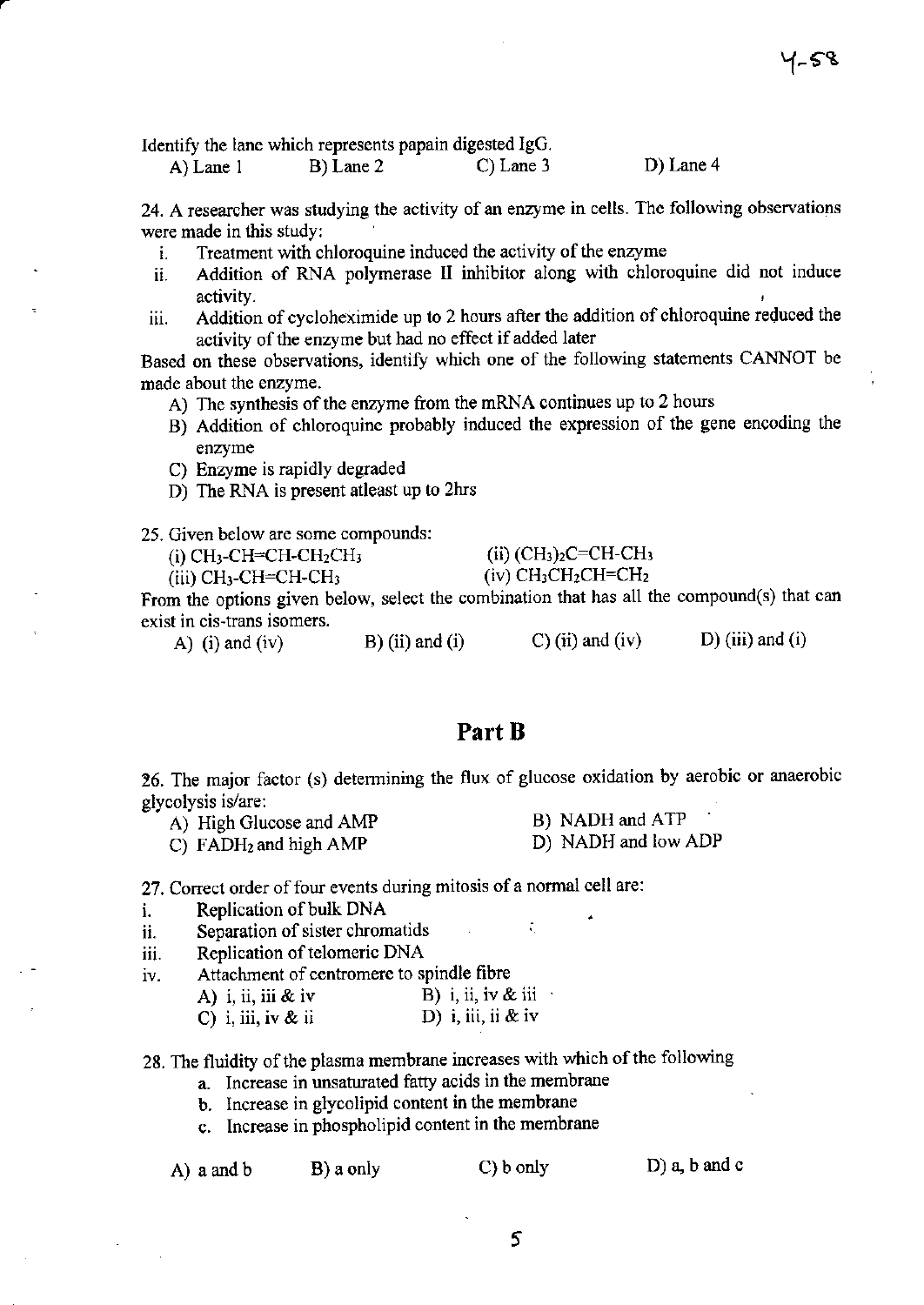Identify the lane which represents papain digested IgG.

A) Lane 1 B) Lane 2 C) Lane 3 D) Lane 4

24. A researcher was studying the activity of an enzyme in cells. The following observations were made in this study:

i. Treatment with chloroquine induced the activity of the enzyme
ii. Addition of RNA polymerase II inhibitor along with chloroquine did not induce activity.
iii. Addition of cycloheximide up to 2 hours after the addition of chloroquine reduced the activity of the enzyme but had no effect if added later

Based on these observations, identify which one of the following statements CANNOT be made about the enzyme.

A) The synthesis of the enzyme from the mRNA continues up to 2 hours
B) Addition of chloroquine probably induced the expression of the gene encoding the enzyme
C) Enzyme is rapidly degraded
D) The RNA is present atleast up to 2hrs

25. Given below are some compounds:

(i) $CH_3$-CH=CH-$CH_2CH_3$ (ii) $(CH_3)_2C$=CH-$CH_3$
(iii) $CH_3$-CH=CH-$CH_3$ (iv) $CH_3CH_2CH$=$CH_2$

From the options given below, select the combination that has all the compound(s) that can exist in cis-trans isomers.

A) (i) and (iv) B) (ii) and (i) C) (ii) and (iv) D) (iii) and (i)

## Part B

26. The major factor (s) determining the flux of glucose oxidation by aerobic or anaerobic glycolysis is/are:

A) High Glucose and AMP B) NADH and ATP
C) $FADH_2$ and high AMP D) NADH and low ADP

27. Correct order of four events during mitosis of a normal cell are:

i. Replication of bulk DNA
ii. Separation of sister chromatids
iii. Replication of telomeric DNA
iv. Attachment of centromere to spindle fibre

A) i, ii, iii & iv B) i, ii, iv & iii
C) i, iii, iv & ii D) i, iii, ii & iv

28. The fluidity of the plasma membrane increases with which of the following

a. Increase in unsaturated fatty acids in the membrane
b. Increase in glycolipid content in the membrane
c. Increase in phospholipid content in the membrane

A) a and b B) a only C) b only D) a, b and c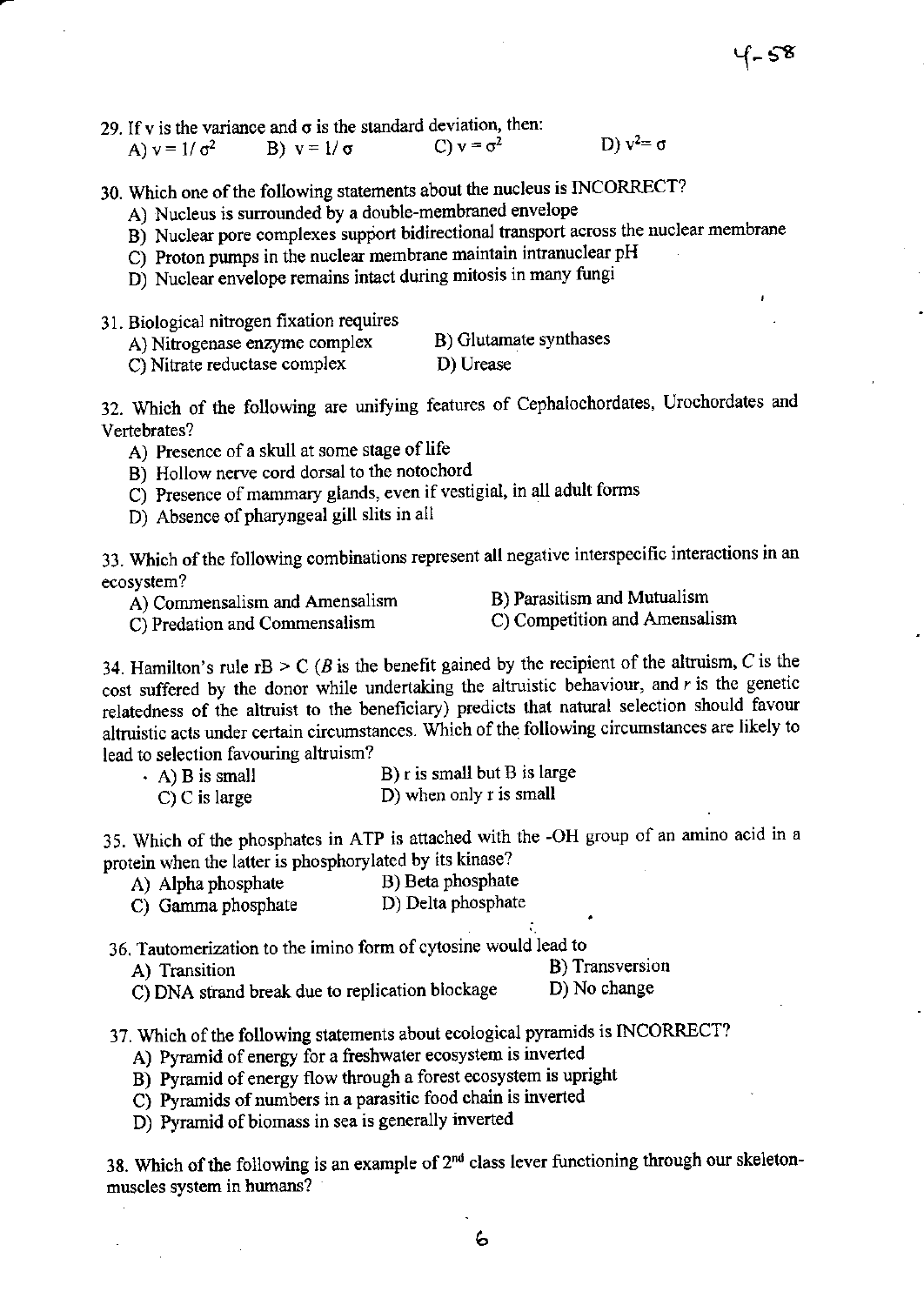29. If v is the variance and σ is the standard deviation, then:
   A) $v = 1/\sigma^2$  B) $v = 1/\sigma$  C) $v = \sigma^2$  D) $v^2 = \sigma$

30. Which one of the following statements about the nucleus is INCORRECT?
   A) Nucleus is surrounded by a double-membraned envelope
   B) Nuclear pore complexes support bidirectional transport across the nuclear membrane
   C) Proton pumps in the nuclear membrane maintain intranuclear pH
   D) Nuclear envelope remains intact during mitosis in many fungi

31. Biological nitrogen fixation requires
   A) Nitrogenase enzyme complex  B) Glutamate synthases
   C) Nitrate reductase complex  D) Urease

32. Which of the following are unifying features of Cephalochordates, Urochordates and Vertebrates?
   A) Presence of a skull at some stage of life
   B) Hollow nerve cord dorsal to the notochord
   C) Presence of mammary glands, even if vestigial, in all adult forms
   D) Absence of pharyngeal gill slits in all

33. Which of the following combinations represent all negative interspecific interactions in an ecosystem?
   A) Commensalism and Amensalism  B) Parasitism and Mutualism
   C) Predation and Commensalism  C) Competition and Amensalism

34. Hamilton's rule rB > C (*B* is the benefit gained by the recipient of the altruism, *C* is the cost suffered by the donor while undertaking the altruistic behaviour, and *r* is the genetic relatedness of the altruist to the beneficiary) predicts that natural selection should favour altruistic acts under certain circumstances. Which of the following circumstances are likely to lead to selection favouring altruism?
   A) B is small  B) r is small but B is large
   C) C is large  D) when only r is small

35. Which of the phosphates in ATP is attached with the -OH group of an amino acid in a protein when the latter is phosphorylated by its kinase?
   A) Alpha phosphate  B) Beta phosphate
   C) Gamma phosphate  D) Delta phosphate

36. Tautomerization to the imino form of cytosine would lead to
   A) Transition  B) Transversion
   C) DNA strand break due to replication blockage  D) No change

37. Which of the following statements about ecological pyramids is INCORRECT?
   A) Pyramid of energy for a freshwater ecosystem is inverted
   B) Pyramid of energy flow through a forest ecosystem is upright
   C) Pyramids of numbers in a parasitic food chain is inverted
   D) Pyramid of biomass in sea is generally inverted

38. Which of the following is an example of 2nd class lever functioning through our skeleton-muscles system in humans?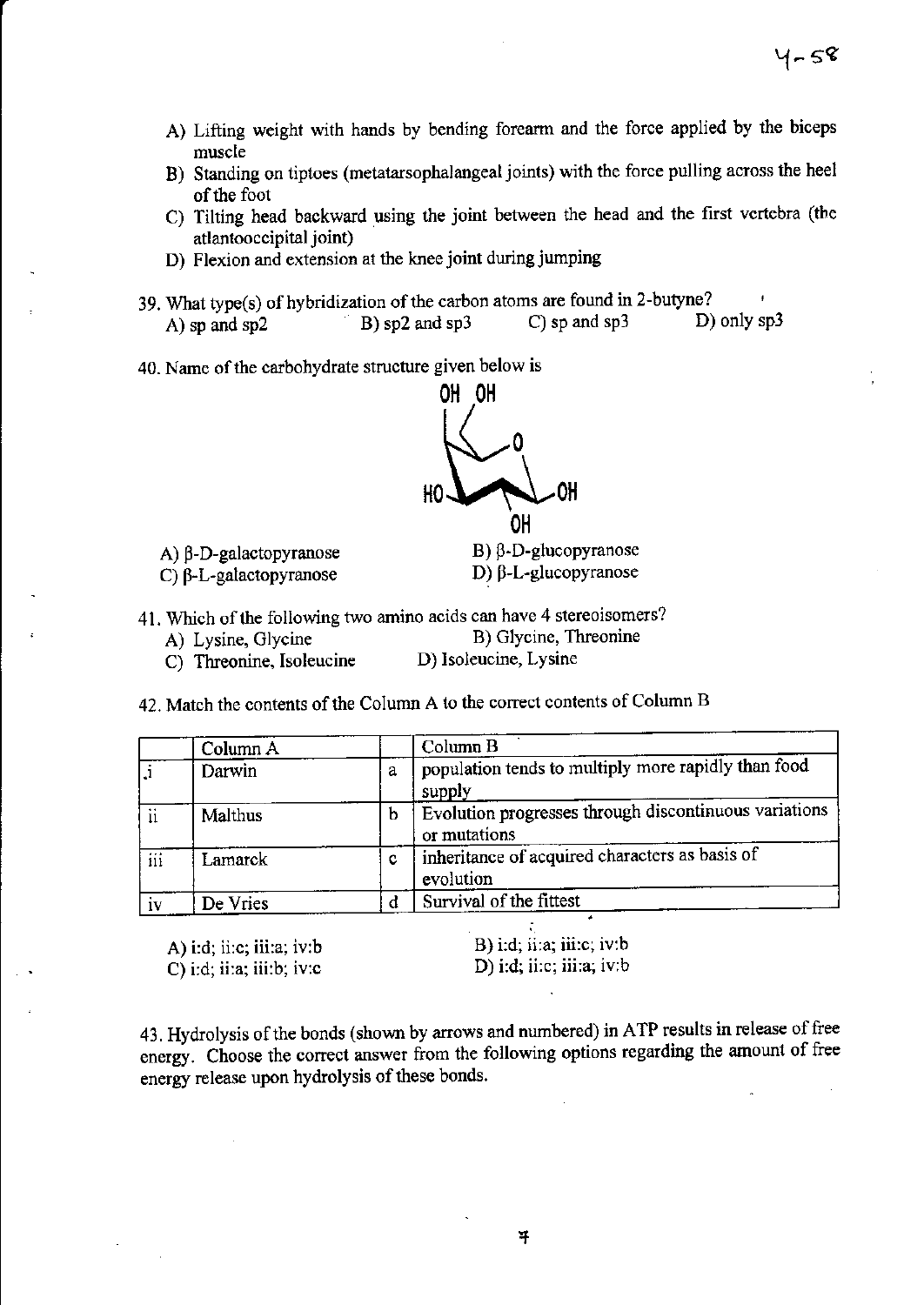A) Lifting weight with hands by bending forearm and the force applied by the biceps muscle

B) Standing on tiptoes (metatarsophalangeal joints) with the force pulling across the heel of the foot

C) Tilting head backward using the joint between the head and the first vertebra (the atlantooccipital joint)

D) Flexion and extension at the knee joint during jumping

39. What type(s) of hybridization of the carbon atoms are found in 2-butyne?

A) sp and sp2 B) sp2 and sp3 C) sp and sp3 D) only sp3

40. Name of the carbohydrate structure given below is

A) β-D-galactopyranose B) β-D-glucopyranose

C) β-L-galactopyranose D) β-L-glucopyranose

41. Which of the following two amino acids can have 4 stereoisomers?

A) Lysine, Glycine B) Glycine, Threonine

C) Threonine, Isoleucine D) Isoleucine, Lysine

42. Match the contents of the Column A to the correct contents of Column B

| | Column A | | Column B |
|---|---|---|---|
| i | Darwin | a | population tends to multiply more rapidly than food supply |
| ii | Malthus | b | Evolution progresses through discontinuous variations or mutations |
| iii | Lamarck | c | inheritance of acquired characters as basis of evolution |
| iv | De Vries | d | Survival of the fittest |

A) i:d; ii:c; iii:a; iv:b B) i:d; ii:a; iii:c; iv:b

C) i:d; ii:a; iii:b; iv:c D) i:d; ii:c; iii:a; iv:b

43. Hydrolysis of the bonds (shown by arrows and numbered) in ATP results in release of free energy. Choose the correct answer from the following options regarding the amount of free energy release upon hydrolysis of these bonds.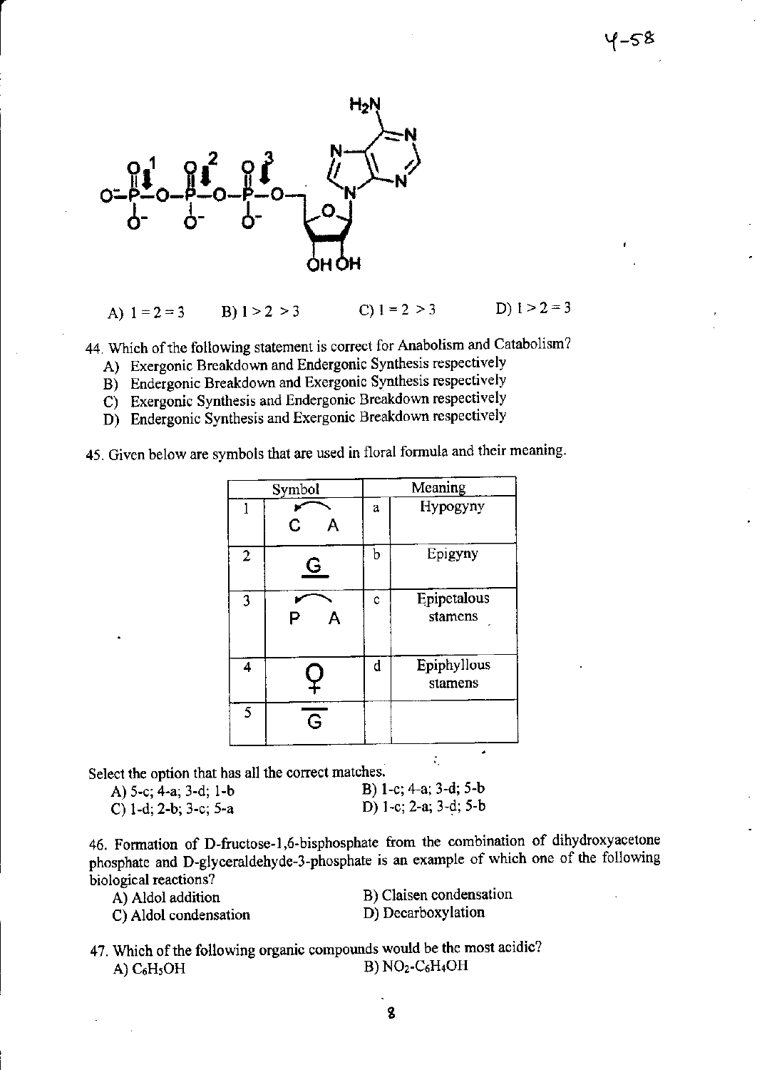A) 1 = 2 = 3 B) 1 > 2 > 3 C) 1 = 2 > 3 D) 1 > 2 = 3

44. Which of the following statement is correct for Anabolism and Catabolism?
   A) Exergonic Breakdown and Endergonic Synthesis respectively
   B) Endergonic Breakdown and Exergonic Synthesis respectively
   C) Exergonic Synthesis and Endergonic Breakdown respectively
   D) Endergonic Synthesis and Exergonic Breakdown respectively

45. Given below are symbols that are used in floral formula and their meaning.

| Symbol | | Meaning | |
|---|---|---|---|
| 1 | $\widehat{C\ \ A}$ | a | Hypogyny |
| 2 | $\underline{G}$ | b | Epigyny |
| 3 | $\widehat{P\ \ A}$ | c | Epipetalous stamens |
| 4 | ♀ | d | Epiphyllous stamens |
| 5 | $\overline{G}$ | | |

Select the option that has all the correct matches.

A) 5-c; 4-a; 3-d; 1-b
B) 1-c; 4-a; 3-d; 5-b
C) 1-d; 2-b; 3-c; 5-a
D) 1-c; 2-a; 3-d; 5-b

46. Formation of D-fructose-1,6-bisphosphate from the combination of dihydroxyacetone phosphate and D-glyceraldehyde-3-phosphate is an example of which one of the following biological reactions?

A) Aldol addition
B) Claisen condensation
C) Aldol condensation
D) Decarboxylation

47. Which of the following organic compounds would be the most acidic?

A) $C_6H_5OH$
B) $NO_2$-$C_6H_4OH$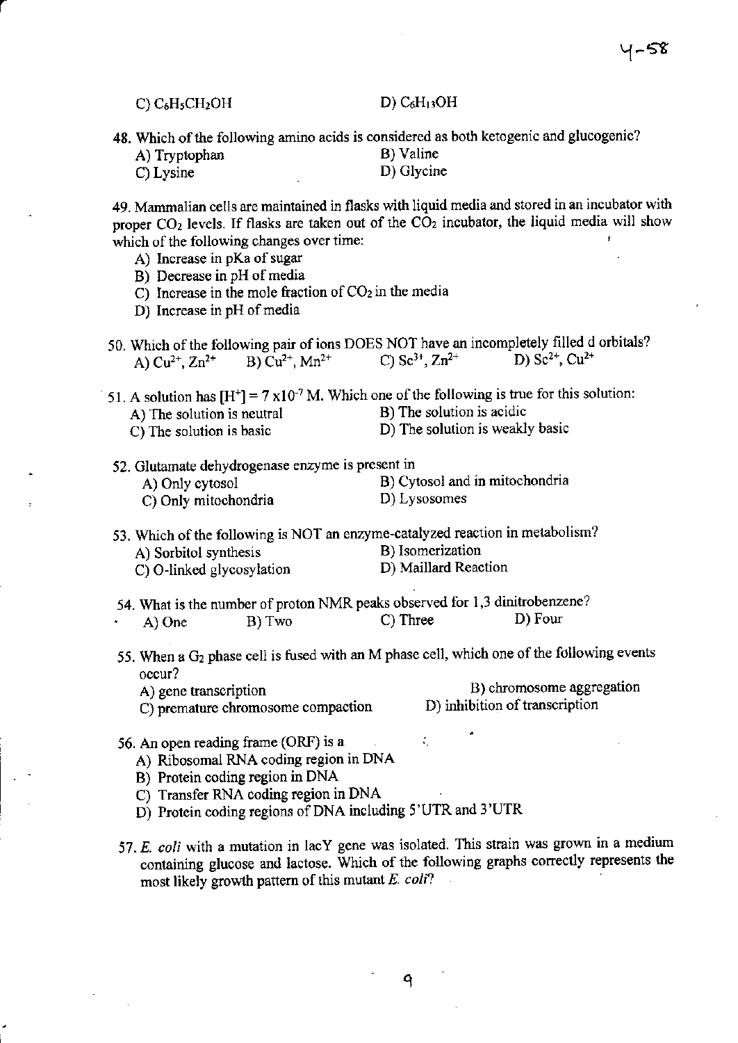C) $C_6H_5CH_2OH$ D) $C_6H_{13}OH$

48. Which of the following amino acids is considered as both ketogenic and glucogenic?
 A) Tryptophan B) Valine
 C) Lysine D) Glycine

49. Mammalian cells are maintained in flasks with liquid media and stored in an incubator with proper $CO_2$ levels. If flasks are taken out of the $CO_2$ incubator, the liquid media will show which of the following changes over time:
 A) Increase in pKa of sugar
 B) Decrease in pH of media
 C) Increase in the mole fraction of $CO_2$ in the media
 D) Increase in pH of media

50. Which of the following pair of ions DOES NOT have an incompletely filled d orbitals?
 A) $Cu^{2+}$, $Zn^{2+}$ B) $Cu^{2+}$, $Mn^{2+}$ C) $Sc^{3+}$, $Zn^{2+}$ D) $Sc^{2+}$, $Cu^{2+}$

51. A solution has $[H^+] = 7 \times 10^{-7}$ M. Which one of the following is true for this solution:
 A) The solution is neutral B) The solution is acidic
 C) The solution is basic D) The solution is weakly basic

52. Glutamate dehydrogenase enzyme is present in
 A) Only cytosol B) Cytosol and in mitochondria
 C) Only mitochondria D) Lysosomes

53. Which of the following is NOT an enzyme-catalyzed reaction in metabolism?
 A) Sorbitol synthesis B) Isomerization
 C) O-linked glycosylation D) Maillard Reaction

54. What is the number of proton NMR peaks observed for 1,3 dinitrobenzene?
 A) One B) Two C) Three D) Four

55. When a $G_2$ phase cell is fused with an M phase cell, which one of the following events occur?
 A) gene transcription B) chromosome aggregation
 C) premature chromosome compaction D) inhibition of transcription

56. An open reading frame (ORF) is a
 A) Ribosomal RNA coding region in DNA
 B) Protein coding region in DNA
 C) Transfer RNA coding region in DNA
 D) Protein coding regions of DNA including 5'UTR and 3'UTR

57. *E. coli* with a mutation in lacY gene was isolated. This strain was grown in a medium containing glucose and lactose. Which of the following graphs correctly represents the most likely growth pattern of this mutant *E. coli*?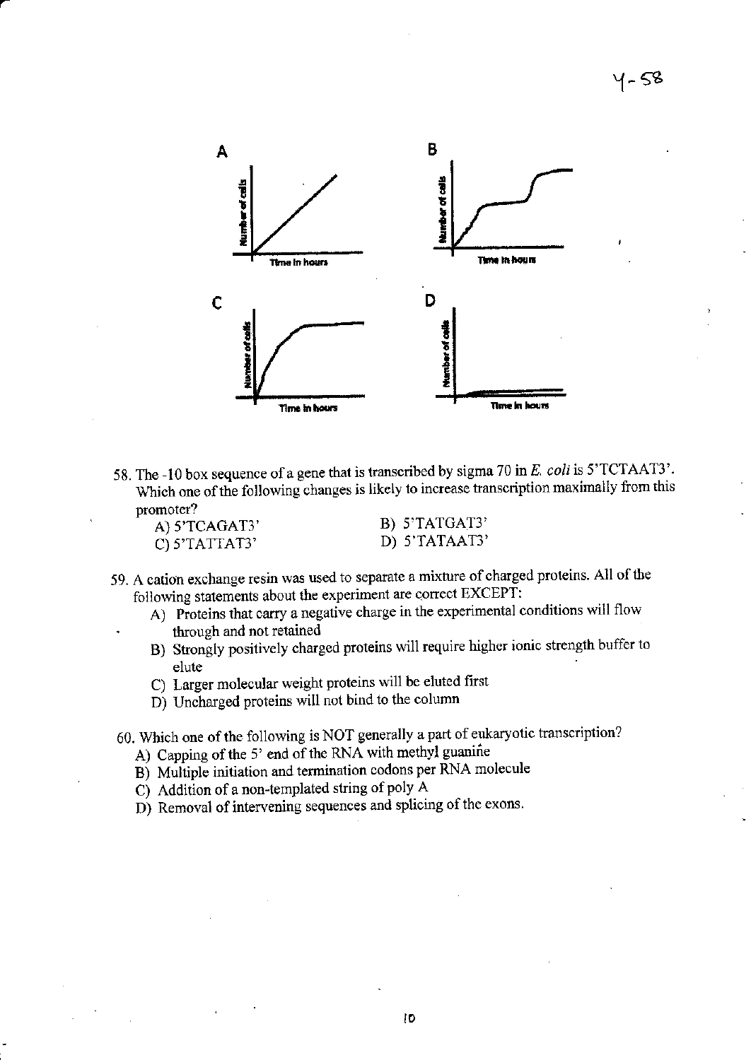Y-58

A

Number of cells

Time in hours

B

Number of cells

Time in hours

C

Number of cells

Time in hours

D

Number of cells

Time in hours

58. The -10 box sequence of a gene that is transcribed by sigma 70 in *E. coli* is 5'TCTAAT3'. Which one of the following changes is likely to increase transcription maximally from this promoter?

    A) 5'TCAGAT3'
    B) 5'TATGAT3'
    C) 5'TATTAT3'
    D) 5'TATAAT3'

59. A cation exchange resin was used to separate a mixture of charged proteins. All of the following statements about the experiment are correct EXCEPT:

    A) Proteins that carry a negative charge in the experimental conditions will flow through and not retained
    B) Strongly positively charged proteins will require higher ionic strength buffer to elute
    C) Larger molecular weight proteins will be eluted first
    D) Uncharged proteins will not bind to the column

60. Which one of the following is NOT generally a part of eukaryotic transcription?

    A) Capping of the 5' end of the RNA with methyl guanine
    B) Multiple initiation and termination codons per RNA molecule
    C) Addition of a non-templated string of poly A
    D) Removal of intervening sequences and splicing of the exons.